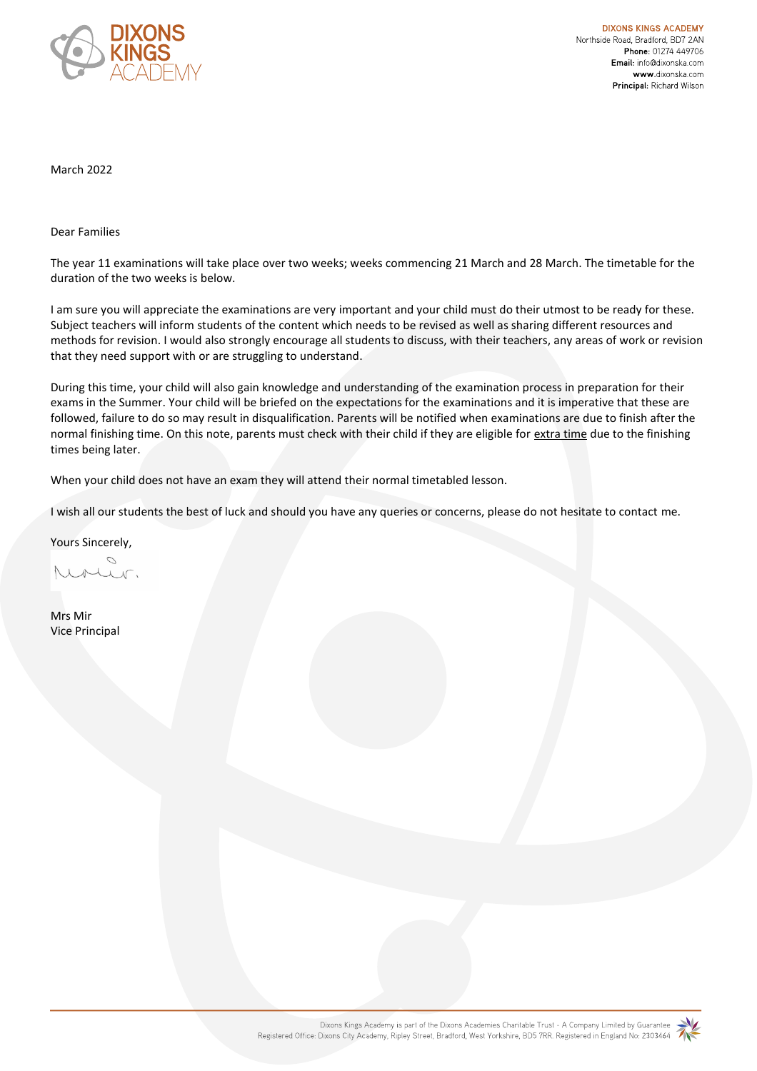DIXONS KINGS ACADEMY

**DIXONS KINGS ACADEMY**
Northside Road, Bradford, BD7 2AN
**Phone:** 01274 449706
**Email:** info@dixonska.com
**www**.dixonska.com
**Principal:** Richard Wilson

March 2022

Dear Families

The year 11 examinations will take place over two weeks; weeks commencing 21 March and 28 March. The timetable for the duration of the two weeks is below.

I am sure you will appreciate the examinations are very important and your child must do their utmost to be ready for these. Subject teachers will inform students of the content which needs to be revised as well as sharing different resources and methods for revision. I would also strongly encourage all students to discuss, with their teachers, any areas of work or revision that they need support with or are struggling to understand.

During this time, your child will also gain knowledge and understanding of the examination process in preparation for their exams in the Summer. Your child will be briefed on the expectations for the examinations and it is imperative that these are followed, failure to do so may result in disqualification. Parents will be notified when examinations are due to finish after the normal finishing time. On this note, parents must check with their child if they are eligible for extra time due to the finishing times being later.

When your child does not have an exam they will attend their normal timetabled lesson.

I wish all our students the best of luck and should you have any queries or concerns, please do not hesitate to contact me.

Yours Sincerely,

Mrs Mir
Vice Principal

Dixons Kings Academy is part of the Dixons Academies Charitable Trust - A Company Limited by Guarantee
Registered Office: Dixons City Academy, Ripley Street, Bradford, West Yorkshire, BD5 7RR. Registered in England No: 2303464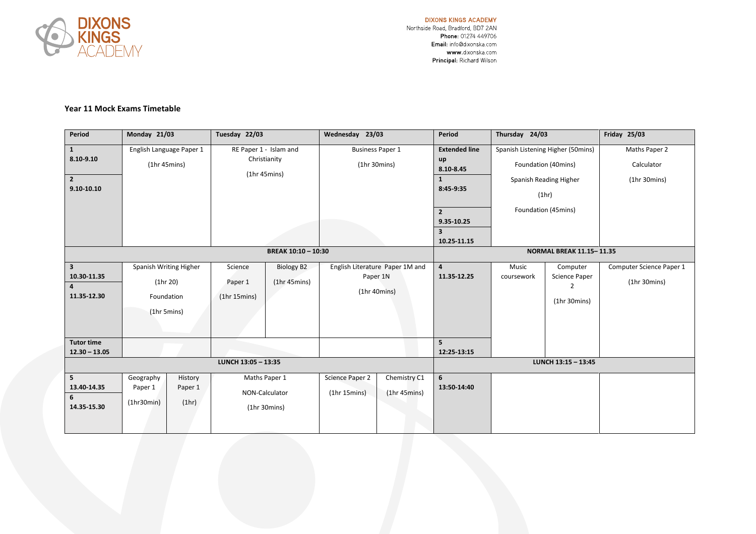DIXONS KINGS ACADEMY
Northside Road, Bradford, BD7 2AN
**Phone:** 01274 449706
**Email:** info@dixonska.com
**www**.dixonska.com
**Principal:** Richard Wilson

**Year 11 Mock Exams Timetable**

| Period | Monday 21/03 | | Tuesday 22/03 | | Wednesday 23/03 | | Period | Thursday 24/03 | | Friday 25/03 |
|---|---|---|---|---|---|---|---|---|---|---|
| **1** **8.10-9.10** **2** **9.10-10.10** | English Language Paper 1 (1hr 45mins) | | RE Paper 1 - Islam and Christianity (1hr 45mins) | | Business Paper 1 (1hr 30mins) | | **Extended line up** **8.10-8.45** **1** **8:45-9:35** **2** **9.35-10.25** **3** **10.25-11.15** | Spanish Listening Higher (50mins) Foundation (40mins) Spanish Reading Higher (1hr) Foundation (45mins) | | Maths Paper 2 Calculator (1hr 30mins) |
| **BREAK 10:10 – 10:30** | | | | | | | **NORMAL BREAK 11.15– 11.35** | | | |
| **3** **10.30-11.35** **4** **11.35-12.30** | Spanish Writing Higher (1hr 20) Foundation (1hr 5mins) | | Science Paper 1 (1hr 15mins) | Biology B2 (1hr 45mins) | English Literature Paper 1M and Paper 1N (1hr 40mins) | | **4** **11.35-12.25** | Music coursework | Computer Science Paper 2 (1hr 30mins) | Computer Science Paper 1 (1hr 30mins) |
| **Tutor time** **12.30 – 13.05** | | | | | | | **5** **12:25-13:15** | | | |
| **LUNCH 13:05 – 13:35** | | | | | | | **LUNCH 13:15 – 13:45** | | | |
| **5** **13.40-14.35** **6** **14.35-15.30** | Geography Paper 1 (1hr30min) | History Paper 1 (1hr) | Maths Paper 1 NON-Calculator (1hr 30mins) | | Science Paper 2 (1hr 15mins) | Chemistry C1 (1hr 45mins) | **6** **13:50-14:40** | | | |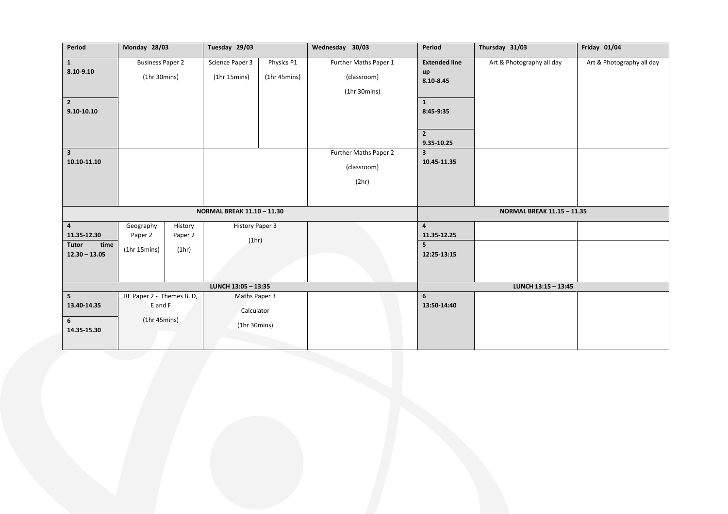| Period | Monday 28/03 | | Tuesday 29/03 | | Wednesday 30/03 | Period | Thursday 31/03 | Friday 01/04 |
| --- | --- | --- | --- | --- | --- | --- | --- | --- |
| 1<br>8.10-9.10 | Business Paper 2<br>(1hr 30mins) | | Science Paper 3<br>(1hr 15mins) | Physics P1<br>(1hr 45mins) | Further Maths Paper 1<br>(classroom)<br>(1hr 30mins) | **Extended line up**<br>8.10-8.45 | Art & Photography all day | Art & Photography all day |
| 2<br>9.10-10.10 | | | | | | 1<br>8:45-9:35 | | |
| | | | | | | 2<br>9.35-10.25 | | |
| 3<br>10.10-11.10 | | | | | Further Maths Paper 2<br>(classroom)<br>(2hr) | 3<br>10.45-11.35 | | |
| **NORMAL BREAK 11.10 – 11.30** | | | | | | **NORMAL BREAK 11.15 – 11.35** | | |
| 4<br>11.35-12.30 | Geography Paper 2<br>(1hr 15mins) | History Paper 2<br>(1hr) | History Paper 3<br>(1hr) | | | 4<br>11.35-12.25 | | |
| Tutor time<br>12.30 – 13.05 | | | | | | 5<br>12:25-13:15 | | |
| **LUNCH 13:05 – 13:35** | | | | | | **LUNCH 13:15 – 13:45** | | |
| 5<br>13.40-14.35 | RE Paper 2 - Themes B, D, E and F<br>(1hr 45mins) | | Maths Paper 3<br>Calculator<br>(1hr 30mins) | | | 6<br>13:50-14:40 | | |
| 6<br>14.35-15.30 | | | | | | | | |